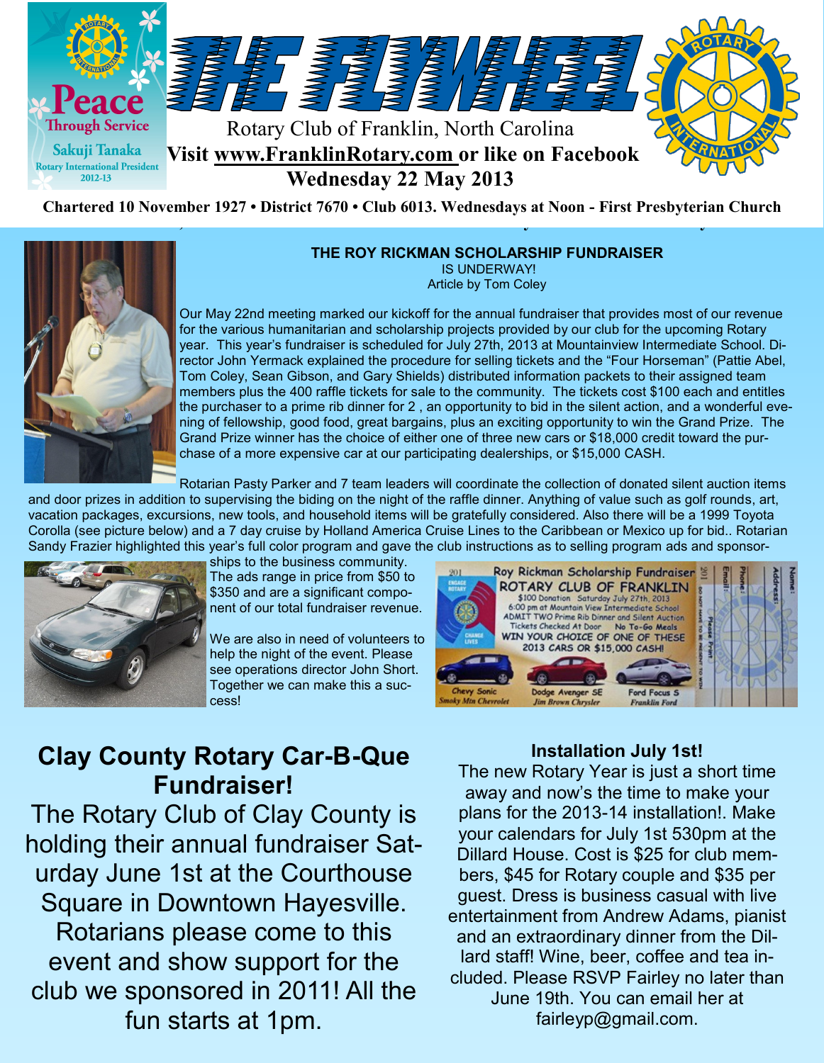# THE FLYWHEEL

Rotary Club of Franklin, North Carolina

**Visit www.FranklinRotary.com or like on Facebook**

**Wednesday 22 May 2013**

Peace Through Service — Sakuji Tanaka, Rotary International President 2012-13

**Chartered 10 November 1927 • District 7670 • Club 6013. Wednesdays at Noon - First Presbyterian Church**

## THE ROY RICKMAN SCHOLARSHIP FUNDRAISER

IS UNDERWAY!

Article by Tom Coley

Our May 22nd meeting marked our kickoff for the annual fundraiser that provides most of our revenue for the various humanitarian and scholarship projects provided by our club for the upcoming Rotary year. This year's fundraiser is scheduled for July 27th, 2013 at Mountainview Intermediate School. Director John Yermack explained the procedure for selling tickets and the "Four Horseman" (Pattie Abel, Tom Coley, Sean Gibson, and Gary Shields) distributed information packets to their assigned team members plus the 400 raffle tickets for sale to the community. The tickets cost $100 each and entitles the purchaser to a prime rib dinner for 2 , an opportunity to bid in the silent action, and a wonderful evening of fellowship, good food, great bargains, plus an exciting opportunity to win the Grand Prize. The Grand Prize winner has the choice of either one of three new cars or $18,000 credit toward the purchase of a more expensive car at our participating dealerships, or $15,000 CASH.

Rotarian Pasty Parker and 7 team leaders will coordinate the collection of donated silent auction items and door prizes in addition to supervising the biding on the night of the raffle dinner. Anything of value such as golf rounds, art, vacation packages, excursions, new tools, and household items will be gratefully considered. Also there will be a 1999 Toyota Corolla (see picture below) and a 7 day cruise by Holland America Cruise Lines to the Caribbean or Mexico up for bid.. Rotarian Sandy Frazier highlighted this year's full color program and gave the club instructions as to selling program ads and sponsorships to the business community. The ads range in price from $50 to $350 and are a significant component of our total fundraiser revenue.

We are also in need of volunteers to help the night of the event. Please see operations director John Short. Together we can make this a success!

Roy Rickman Scholarship Fundraiser
ROTARY CLUB OF FRANKLIN
$100 Donation Saturday July 27th, 2013
6:00 pm at Mountain View Intermediate School
ADMIT TWO Prime Rib Dinner and Silent Auction
Tickets Checked At Door No To-Go Meals
WIN YOUR CHOICE OF ONE OF THESE 2013 CARS OR $15,000 CASH!
Chevy Sonic – Smoky Mtn Chevrolet | Dodge Avenger SE – Jim Brown Chrysler | Ford Focus S – Franklin Ford

## Clay County Rotary Car-B-Que Fundraiser!

The Rotary Club of Clay County is holding their annual fundraiser Saturday June 1st at the Courthouse Square in Downtown Hayesville. Rotarians please come to this event and show support for the club we sponsored in 2011! All the fun starts at 1pm.

### Installation July 1st!

The new Rotary Year is just a short time away and now's the time to make your plans for the 2013-14 installation!. Make your calendars for July 1st 530pm at the Dillard House. Cost is $25 for club members, $45 for Rotary couple and $35 per guest. Dress is business casual with live entertainment from Andrew Adams, pianist and an extraordinary dinner from the Dillard staff! Wine, beer, coffee and tea included. Please RSVP Fairley no later than June 19th. You can email her at fairleyp@gmail.com.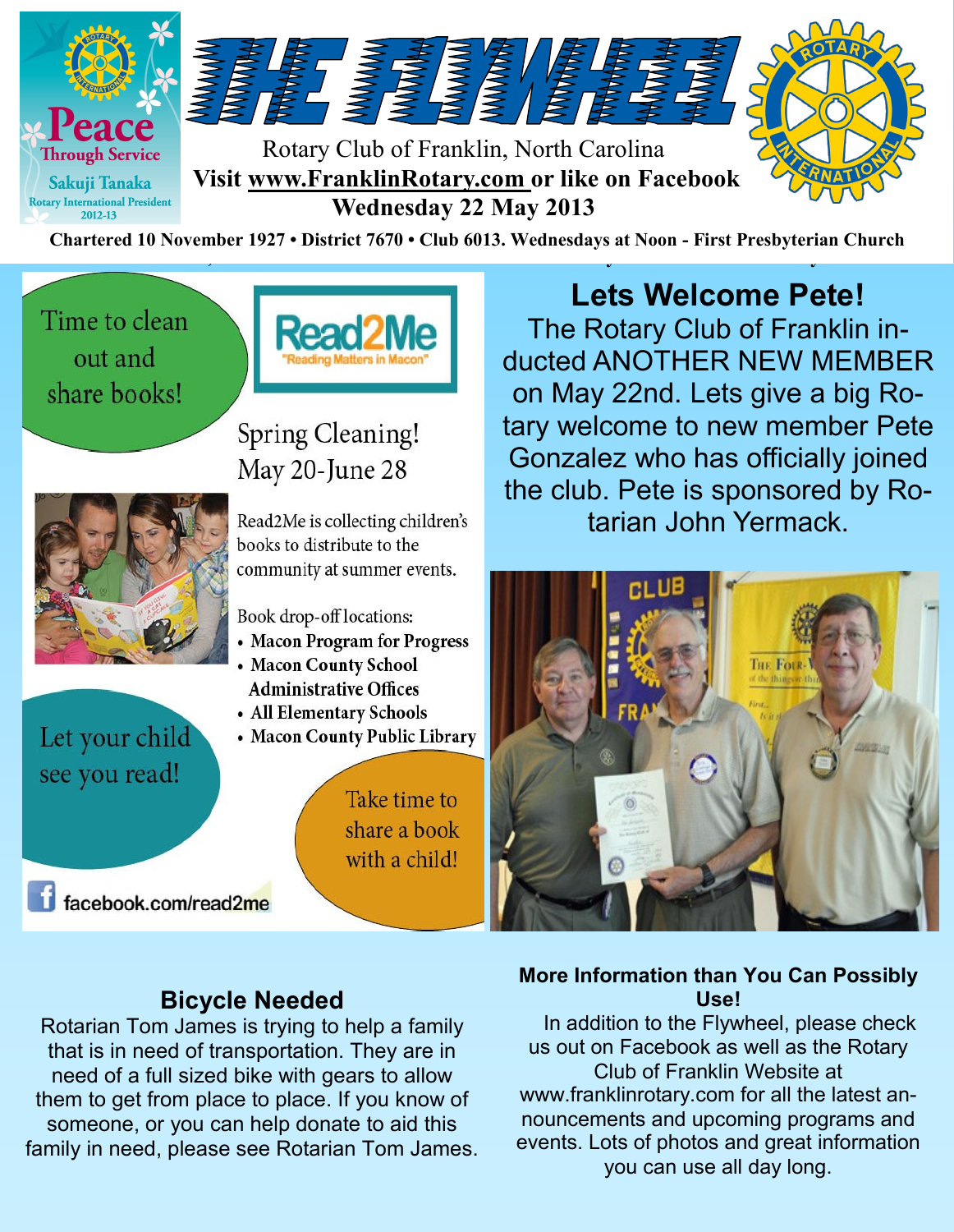# THE FLYWHEEL

Rotary Club of Franklin, North Carolina
**Visit www.FranklinRotary.com or like on Facebook**
**Wednesday 22 May 2013**

**Chartered 10 November 1927 • District 7670 • Club 6013. Wednesdays at Noon - First Presbyterian Church**

Peace Through Service
Sakuji Tanaka
Rotary International President 2012-13

Time to clean out and share books!

Read2Me
"Reading Matters in Macon"

Spring Cleaning!
May 20-June 28

Read2Me is collecting children's books to distribute to the community at summer events.

Book drop-off locations:

- **Macon Program for Progress**
- **Macon County School Administrative Offices**
- **All Elementary Schools**
- **Macon County Public Library**

Let your child see you read!

Take time to share a book with a child!

facebook.com/read2me

## Lets Welcome Pete!

The Rotary Club of Franklin inducted ANOTHER NEW MEMBER on May 22nd. Lets give a big Rotary welcome to new member Pete Gonzalez who has officially joined the club. Pete is sponsored by Rotarian John Yermack.

## Bicycle Needed

Rotarian Tom James is trying to help a family that is in need of transportation. They are in need of a full sized bike with gears to allow them to get from place to place. If you know of someone, or you can help donate to aid this family in need, please see Rotarian Tom James.

## More Information than You Can Possibly Use!

In addition to the Flywheel, please check us out on Facebook as well as the Rotary Club of Franklin Website at www.franklinrotary.com for all the latest announcements and upcoming programs and events. Lots of photos and great information you can use all day long.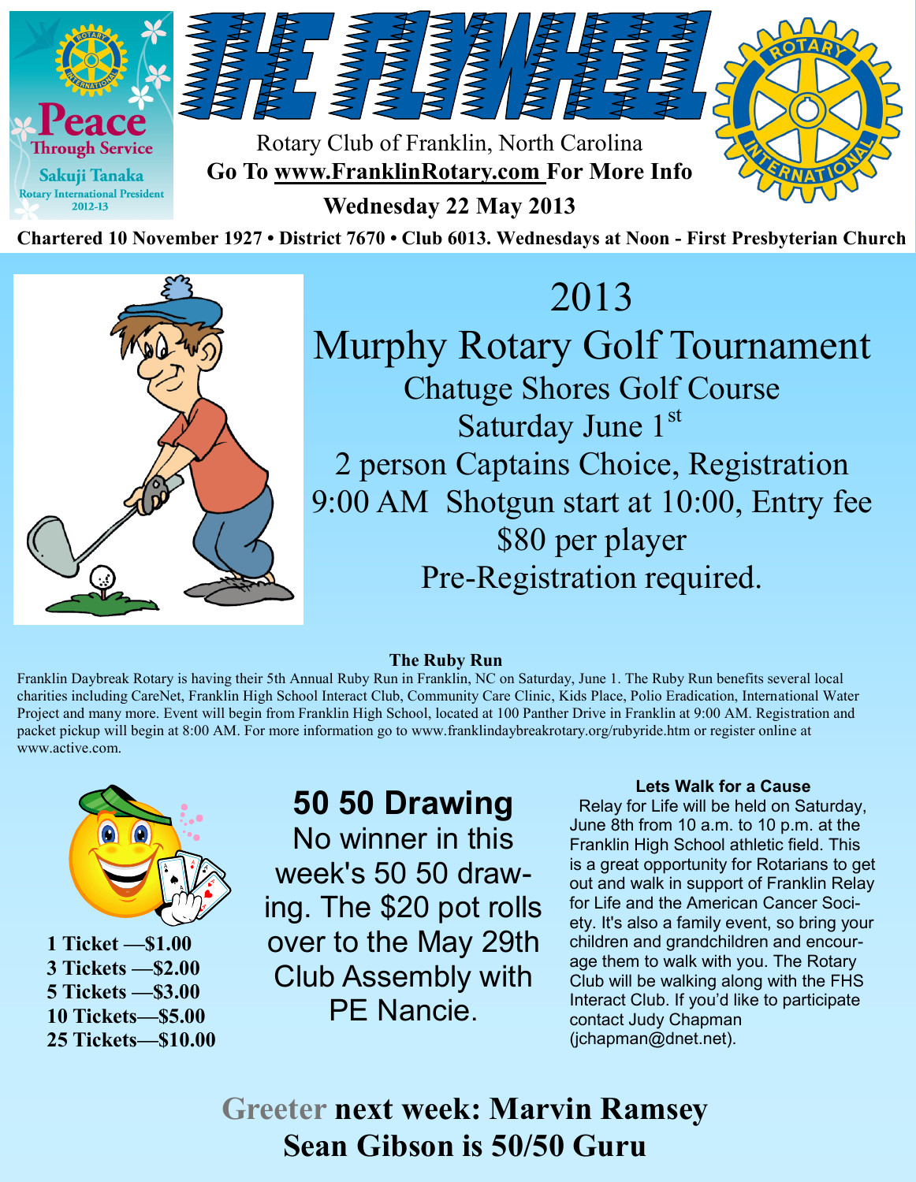# THE FLYWHEEL

Peace Through Service
Sakuji Tanaka
Rotary International President 2012-13

Rotary Club of Franklin, North Carolina
**Go To www.FranklinRotary.com For More Info**
**Wednesday 22 May 2013**

**Chartered 10 November 1927 • District 7670 • Club 6013. Wednesdays at Noon - First Presbyterian Church**

## 2013
## Murphy Rotary Golf Tournament

Chatuge Shores Golf Course
Saturday June 1st
2 person Captains Choice, Registration 9:00 AM Shotgun start at 10:00, Entry fee $80 per player
Pre-Registration required.

### The Ruby Run

Franklin Daybreak Rotary is having their 5th Annual Ruby Run in Franklin, NC on Saturday, June 1. The Ruby Run benefits several local charities including CareNet, Franklin High School Interact Club, Community Care Clinic, Kids Place, Polio Eradication, International Water Project and many more. Event will begin from Franklin High School, located at 100 Panther Drive in Franklin at 9:00 AM. Registration and packet pickup will begin at 8:00 AM. For more information go to www.franklindaybreakrotary.org/rubyride.htm or register online at www.active.com.

**1 Ticket —$1.00**
**3 Tickets —$2.00**
**5 Tickets —$3.00**
**10 Tickets—$5.00**
**25 Tickets—$10.00**

## 50 50 Drawing

No winner in this week's 50 50 drawing. The $20 pot rolls over to the May 29th Club Assembly with PE Nancie.

### Lets Walk for a Cause

Relay for Life will be held on Saturday, June 8th from 10 a.m. to 10 p.m. at the Franklin High School athletic field. This is a great opportunity for Rotarians to get out and walk in support of Franklin Relay for Life and the American Cancer Society. It's also a family event, so bring your children and grandchildren and encourage them to walk with you. The Rotary Club will be walking along with the FHS Interact Club. If you'd like to participate contact Judy Chapman (jchapman@dnet.net).

**Greeter next week: Marvin Ramsey**
**Sean Gibson is 50/50 Guru**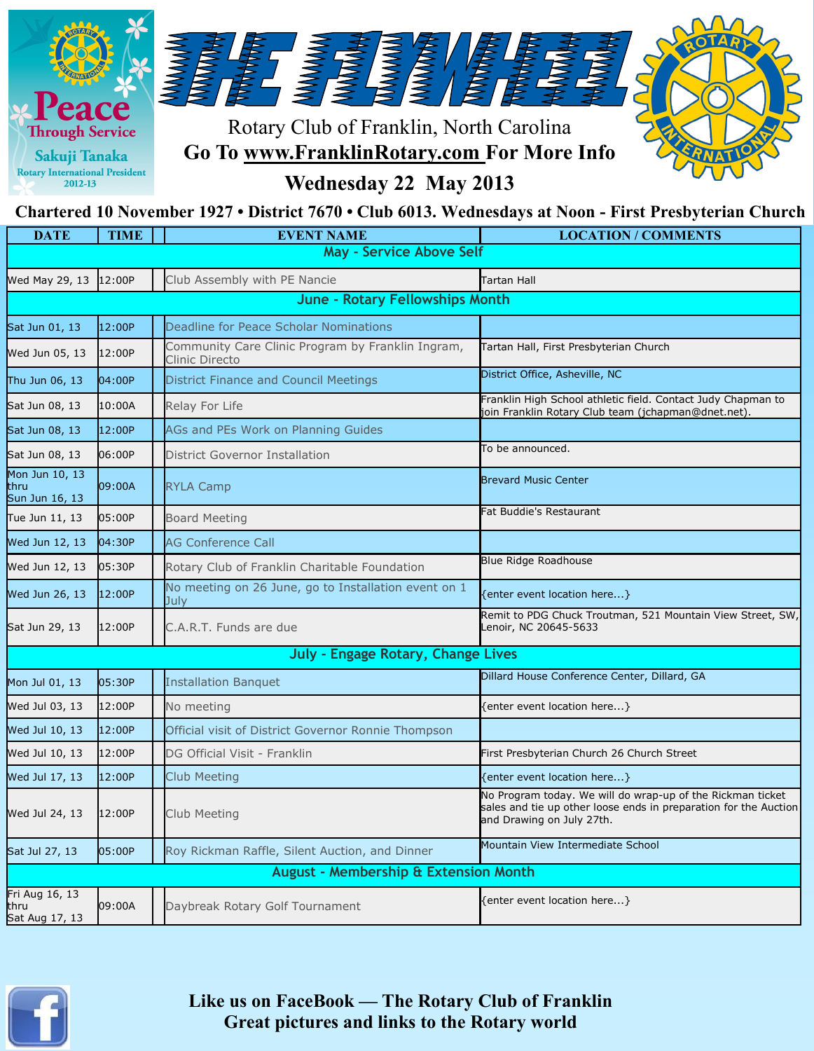# THE FLYWHEEL

Peace Through Service
Sakuji Tanaka
Rotary International President 2012-13

Rotary Club of Franklin, North Carolina
**Go To www.FranklinRotary.com For More Info**
**Wednesday 22 May 2013**

**Chartered 10 November 1927 • District 7670 • Club 6013. Wednesdays at Noon - First Presbyterian Church**

| DATE | TIME | | EVENT NAME | LOCATION / COMMENTS |
|---|---|---|---|---|
| | | | **May - Service Above Self** | |
| Wed May 29, 13 | 12:00P | | Club Assembly with PE Nancie | Tartan Hall |
| | | | **June - Rotary Fellowships Month** | |
| Sat Jun 01, 13 | 12:00P | | Deadline for Peace Scholar Nominations | |
| Wed Jun 05, 13 | 12:00P | | Community Care Clinic Program by Franklin Ingram, Clinic Directo | Tartan Hall, First Presbyterian Church |
| Thu Jun 06, 13 | 04:00P | | District Finance and Council Meetings | District Office, Asheville, NC |
| Sat Jun 08, 13 | 10:00A | | Relay For Life | Franklin High School athletic field. Contact Judy Chapman to join Franklin Rotary Club team (jchapman@dnet.net). |
| Sat Jun 08, 13 | 12:00P | | AGs and PEs Work on Planning Guides | |
| Sat Jun 08, 13 | 06:00P | | District Governor Installation | To be announced. |
| Mon Jun 10, 13 thru Sun Jun 16, 13 | 09:00A | | RYLA Camp | Brevard Music Center |
| Tue Jun 11, 13 | 05:00P | | Board Meeting | Fat Buddie's Restaurant |
| Wed Jun 12, 13 | 04:30P | | AG Conference Call | |
| Wed Jun 12, 13 | 05:30P | | Rotary Club of Franklin Charitable Foundation | Blue Ridge Roadhouse |
| Wed Jun 26, 13 | 12:00P | | No meeting on 26 June, go to Installation event on 1 July | {enter event location here...} |
| Sat Jun 29, 13 | 12:00P | | C.A.R.T. Funds are due | Remit to PDG Chuck Troutman, 521 Mountain View Street, SW, Lenoir, NC 20645-5633 |
| | | | **July - Engage Rotary, Change Lives** | |
| Mon Jul 01, 13 | 05:30P | | Installation Banquet | Dillard House Conference Center, Dillard, GA |
| Wed Jul 03, 13 | 12:00P | | No meeting | {enter event location here...} |
| Wed Jul 10, 13 | 12:00P | | Official visit of District Governor Ronnie Thompson | |
| Wed Jul 10, 13 | 12:00P | | DG Official Visit - Franklin | First Presbyterian Church 26 Church Street |
| Wed Jul 17, 13 | 12:00P | | Club Meeting | {enter event location here...} |
| Wed Jul 24, 13 | 12:00P | | Club Meeting | No Program today. We will do wrap-up of the Rickman ticket sales and tie up other loose ends in preparation for the Auction and Drawing on July 27th. |
| Sat Jul 27, 13 | 05:00P | | Roy Rickman Raffle, Silent Auction, and Dinner | Mountain View Intermediate School |
| | | | **August - Membership & Extension Month** | |
| Fri Aug 16, 13 thru Sat Aug 17, 13 | 09:00A | | Daybreak Rotary Golf Tournament | {enter event location here...} |

**Like us on FaceBook — The Rotary Club of Franklin**
**Great pictures and links to the Rotary world**